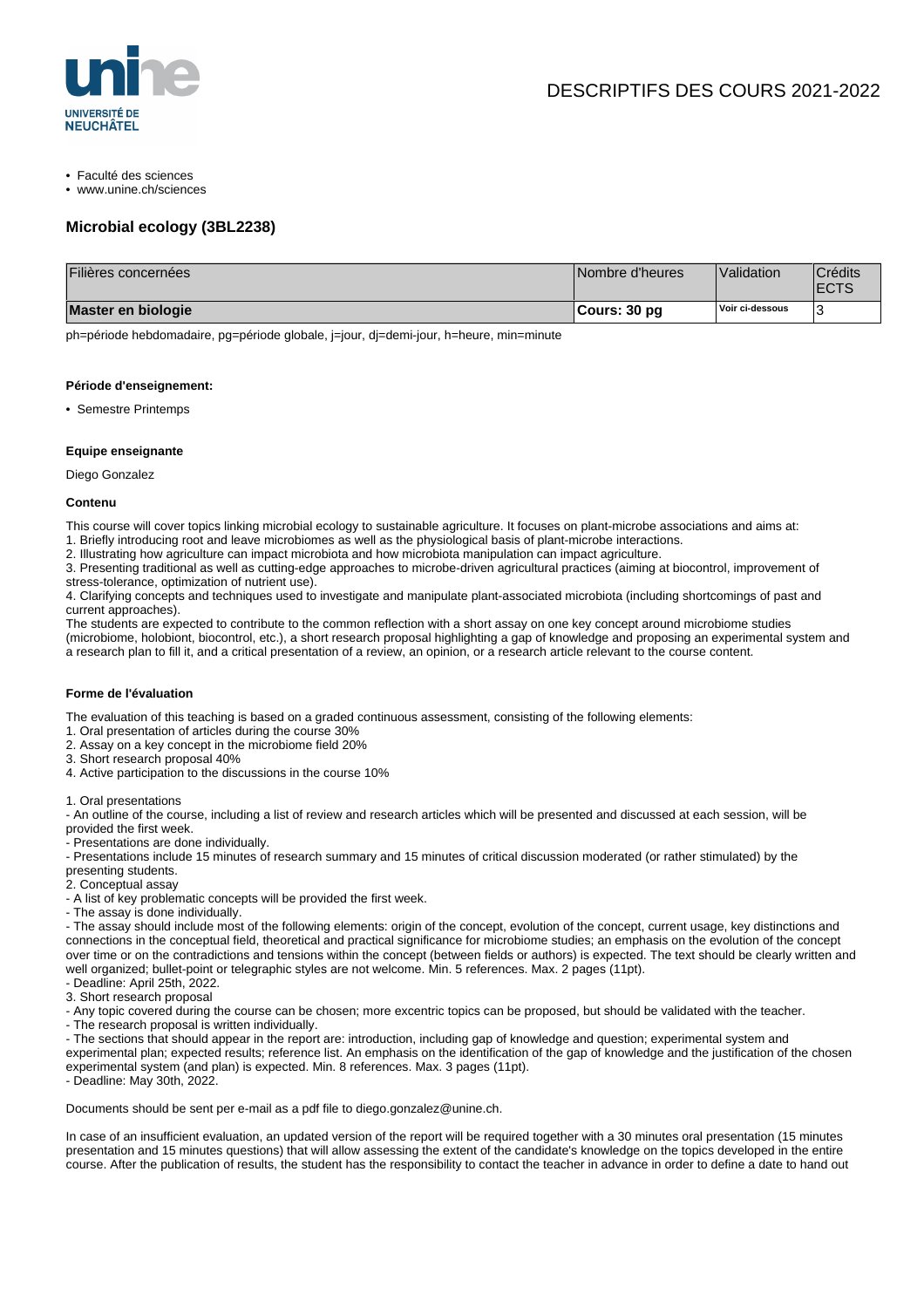DESCRIPTIFS DES COURS 2021-2022

- Faculté des sciences
- www.unine.ch/sciences

## Microbial ecology (3BL2238)

| Filières concernées | Nombre d'heures | Validation | Crédits ECTS |
|---|---|---|---|
| **Master en biologie** | **Cours: 30 pg** | Voir ci-dessous | 3 |

ph=période hebdomadaire, pg=période globale, j=jour, dj=demi-jour, h=heure, min=minute

#### Période d'enseignement:

- Semestre Printemps

#### Equipe enseignante

Diego Gonzalez

#### Contenu

This course will cover topics linking microbial ecology to sustainable agriculture. It focuses on plant-microbe associations and aims at:
1. Briefly introducing root and leave microbiomes as well as the physiological basis of plant-microbe interactions.
2. Illustrating how agriculture can impact microbiota and how microbiota manipulation can impact agriculture.
3. Presenting traditional as well as cutting-edge approaches to microbe-driven agricultural practices (aiming at biocontrol, improvement of stress-tolerance, optimization of nutrient use).
4. Clarifying concepts and techniques used to investigate and manipulate plant-associated microbiota (including shortcomings of past and current approaches).
The students are expected to contribute to the common reflection with a short assay on one key concept around microbiome studies (microbiome, holobiont, biocontrol, etc.), a short research proposal highlighting a gap of knowledge and proposing an experimental system and a research plan to fill it, and a critical presentation of a review, an opinion, or a research article relevant to the course content.

#### Forme de l'évaluation

The evaluation of this teaching is based on a graded continuous assessment, consisting of the following elements:
1. Oral presentation of articles during the course 30%
2. Assay on a key concept in the microbiome field 20%
3. Short research proposal 40%
4. Active participation to the discussions in the course 10%

1. Oral presentations
- An outline of the course, including a list of review and research articles which will be presented and discussed at each session, will be provided the first week.
- Presentations are done individually.
- Presentations include 15 minutes of research summary and 15 minutes of critical discussion moderated (or rather stimulated) by the presenting students.
2. Conceptual assay
- A list of key problematic concepts will be provided the first week.
- The assay is done individually.
- The assay should include most of the following elements: origin of the concept, evolution of the concept, current usage, key distinctions and connections in the conceptual field, theoretical and practical significance for microbiome studies; an emphasis on the evolution of the concept over time or on the contradictions and tensions within the concept (between fields or authors) is expected. The text should be clearly written and well organized; bullet-point or telegraphic styles are not welcome. Min. 5 references. Max. 2 pages (11pt).
- Deadline: April 25th, 2022.
3. Short research proposal
- Any topic covered during the course can be chosen; more excentric topics can be proposed, but should be validated with the teacher.
- The research proposal is written individually.
- The sections that should appear in the report are: introduction, including gap of knowledge and question; experimental system and experimental plan; expected results; reference list. An emphasis on the identification of the gap of knowledge and the justification of the chosen experimental system (and plan) is expected. Min. 8 references. Max. 3 pages (11pt).
- Deadline: May 30th, 2022.

Documents should be sent per e-mail as a pdf file to diego.gonzalez@unine.ch.

In case of an insufficient evaluation, an updated version of the report will be required together with a 30 minutes oral presentation (15 minutes presentation and 15 minutes questions) that will allow assessing the extent of the candidate's knowledge on the topics developed in the entire course. After the publication of results, the student has the responsibility to contact the teacher in advance in order to define a date to hand out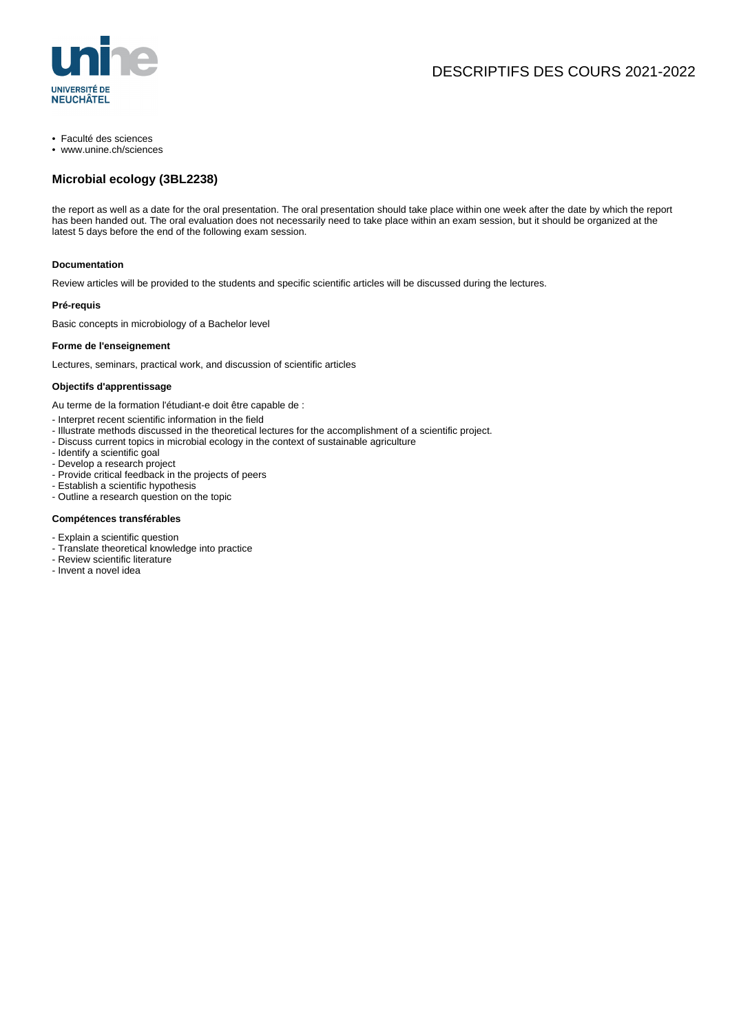- Faculté des sciences
- www.unine.ch/sciences

## Microbial ecology (3BL2238)

the report as well as a date for the oral presentation. The oral presentation should take place within one week after the date by which the report has been handed out. The oral evaluation does not necessarily need to take place within an exam session, but it should be organized at the latest 5 days before the end of the following exam session.

### Documentation

Review articles will be provided to the students and specific scientific articles will be discussed during the lectures.

### Pré-requis

Basic concepts in microbiology of a Bachelor level

### Forme de l'enseignement

Lectures, seminars, practical work, and discussion of scientific articles

### Objectifs d'apprentissage

Au terme de la formation l'étudiant-e doit être capable de :

- Interpret recent scientific information in the field
- Illustrate methods discussed in the theoretical lectures for the accomplishment of a scientific project.
- Discuss current topics in microbial ecology in the context of sustainable agriculture
- Identify a scientific goal
- Develop a research project
- Provide critical feedback in the projects of peers
- Establish a scientific hypothesis
- Outline a research question on the topic

### Compétences transférables

- Explain a scientific question
- Translate theoretical knowledge into practice
- Review scientific literature
- Invent a novel idea